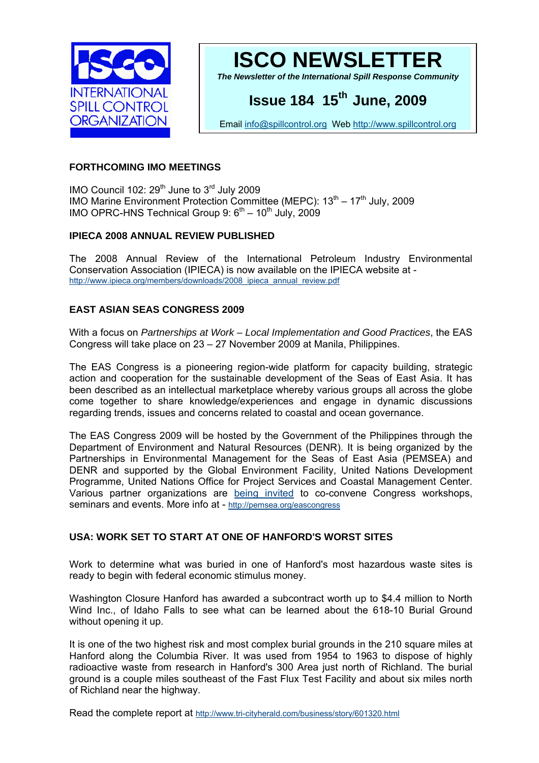# ISCO NEWSLETTER

*The Newsletter of the International Spill Response Community*

## Issue 184 15th June, 2009

Email info@spillcontrol.org Web http://www.spillcontrol.org

### FORTHCOMING IMO MEETINGS

IMO Council 102: 29th June to 3rd July 2009
IMO Marine Environment Protection Committee (MEPC): 13th – 17th July, 2009
IMO OPRC-HNS Technical Group 9: 6th – 10th July, 2009

### IPIECA 2008 ANNUAL REVIEW PUBLISHED

The 2008 Annual Review of the International Petroleum Industry Environmental Conservation Association (IPIECA) is now available on the IPIECA website at - http://www.ipieca.org/members/downloads/2008_ipieca_annual_review.pdf

### EAST ASIAN SEAS CONGRESS 2009

With a focus on *Partnerships at Work – Local Implementation and Good Practices*, the EAS Congress will take place on 23 – 27 November 2009 at Manila, Philippines.

The EAS Congress is a pioneering region-wide platform for capacity building, strategic action and cooperation for the sustainable development of the Seas of East Asia. It has been described as an intellectual marketplace whereby various groups all across the globe come together to share knowledge/experiences and engage in dynamic discussions regarding trends, issues and concerns related to coastal and ocean governance.

The EAS Congress 2009 will be hosted by the Government of the Philippines through the Department of Environment and Natural Resources (DENR). It is being organized by the Partnerships in Environmental Management for the Seas of East Asia (PEMSEA) and DENR and supported by the Global Environment Facility, United Nations Development Programme, United Nations Office for Project Services and Coastal Management Center. Various partner organizations are being invited to co-convene Congress workshops, seminars and events. More info at - http://pemsea.org/eascongress

### USA: WORK SET TO START AT ONE OF HANFORD'S WORST SITES

Work to determine what was buried in one of Hanford's most hazardous waste sites is ready to begin with federal economic stimulus money.

Washington Closure Hanford has awarded a subcontract worth up to $4.4 million to North Wind Inc., of Idaho Falls to see what can be learned about the 618-10 Burial Ground without opening it up.

It is one of the two highest risk and most complex burial grounds in the 210 square miles at Hanford along the Columbia River. It was used from 1954 to 1963 to dispose of highly radioactive waste from research in Hanford's 300 Area just north of Richland. The burial ground is a couple miles southeast of the Fast Flux Test Facility and about six miles north of Richland near the highway.

Read the complete report at http://www.tri-cityherald.com/business/story/601320.html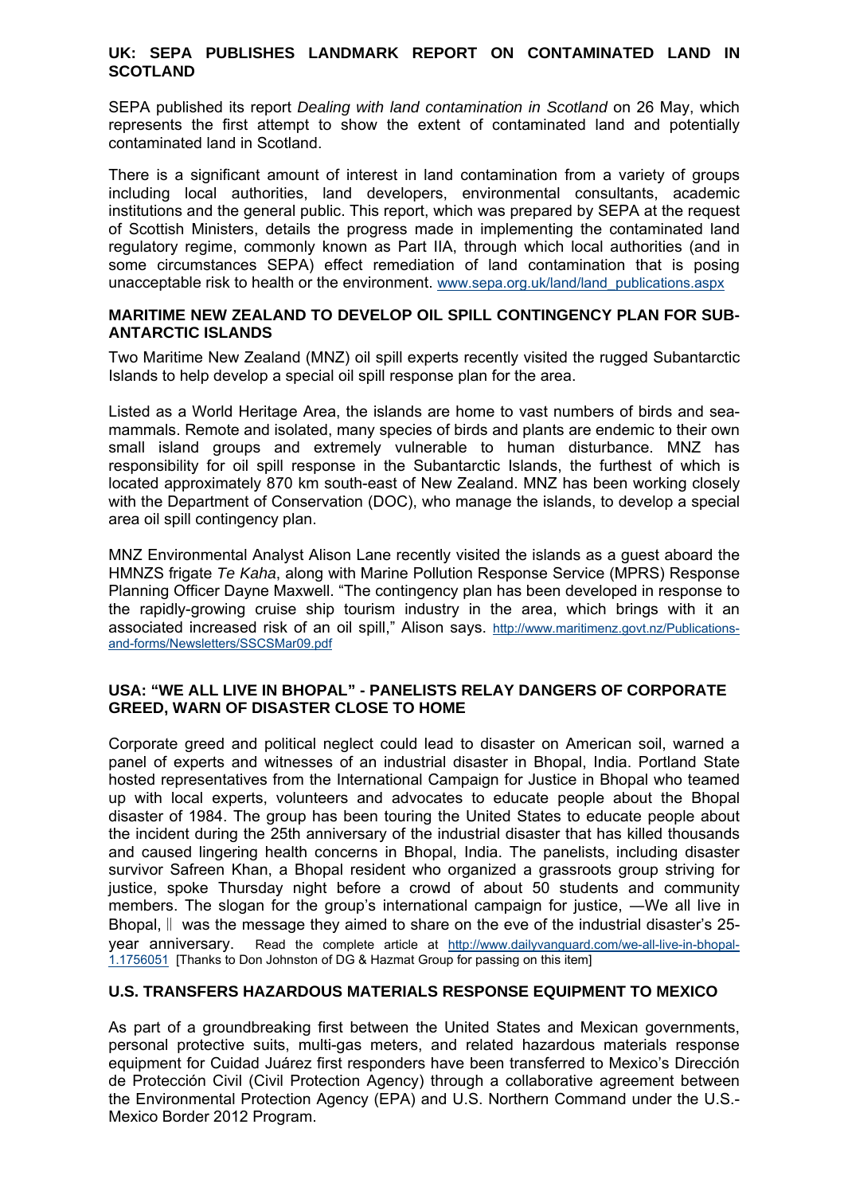## UK: SEPA PUBLISHES LANDMARK REPORT ON CONTAMINATED LAND IN SCOTLAND

SEPA published its report *Dealing with land contamination in Scotland* on 26 May, which represents the first attempt to show the extent of contaminated land and potentially contaminated land in Scotland.

There is a significant amount of interest in land contamination from a variety of groups including local authorities, land developers, environmental consultants, academic institutions and the general public. This report, which was prepared by SEPA at the request of Scottish Ministers, details the progress made in implementing the contaminated land regulatory regime, commonly known as Part IIA, through which local authorities (and in some circumstances SEPA) effect remediation of land contamination that is posing unacceptable risk to health or the environment. www.sepa.org.uk/land/land_publications.aspx

## MARITIME NEW ZEALAND TO DEVELOP OIL SPILL CONTINGENCY PLAN FOR SUB-ANTARCTIC ISLANDS

Two Maritime New Zealand (MNZ) oil spill experts recently visited the rugged Subantarctic Islands to help develop a special oil spill response plan for the area.

Listed as a World Heritage Area, the islands are home to vast numbers of birds and sea-mammals. Remote and isolated, many species of birds and plants are endemic to their own small island groups and extremely vulnerable to human disturbance. MNZ has responsibility for oil spill response in the Subantarctic Islands, the furthest of which is located approximately 870 km south-east of New Zealand. MNZ has been working closely with the Department of Conservation (DOC), who manage the islands, to develop a special area oil spill contingency plan.

MNZ Environmental Analyst Alison Lane recently visited the islands as a guest aboard the HMNZS frigate *Te Kaha*, along with Marine Pollution Response Service (MPRS) Response Planning Officer Dayne Maxwell. "The contingency plan has been developed in response to the rapidly-growing cruise ship tourism industry in the area, which brings with it an associated increased risk of an oil spill," Alison says. http://www.maritimenz.govt.nz/Publications-and-forms/Newsletters/SSCSMar09.pdf

## USA: "WE ALL LIVE IN BHOPAL" - PANELISTS RELAY DANGERS OF CORPORATE GREED, WARN OF DISASTER CLOSE TO HOME

Corporate greed and political neglect could lead to disaster on American soil, warned a panel of experts and witnesses of an industrial disaster in Bhopal, India. Portland State hosted representatives from the International Campaign for Justice in Bhopal who teamed up with local experts, volunteers and advocates to educate people about the Bhopal disaster of 1984. The group has been touring the United States to educate people about the incident during the 25th anniversary of the industrial disaster that has killed thousands and caused lingering health concerns in Bhopal, India. The panelists, including disaster survivor Safreen Khan, a Bhopal resident who organized a grassroots group striving for justice, spoke Thursday night before a crowd of about 50 students and community members. The slogan for the group's international campaign for justice, ―We all live in Bhopal,‖ was the message they aimed to share on the eve of the industrial disaster's 25-year anniversary. Read the complete article at http://www.dailyvanguard.com/we-all-live-in-bhopal-1.1756051 [Thanks to Don Johnston of DG & Hazmat Group for passing on this item]

## U.S. TRANSFERS HAZARDOUS MATERIALS RESPONSE EQUIPMENT TO MEXICO

As part of a groundbreaking first between the United States and Mexican governments, personal protective suits, multi-gas meters, and related hazardous materials response equipment for Cuidad Juárez first responders have been transferred to Mexico's Dirección de Protección Civil (Civil Protection Agency) through a collaborative agreement between the Environmental Protection Agency (EPA) and U.S. Northern Command under the U.S.-Mexico Border 2012 Program.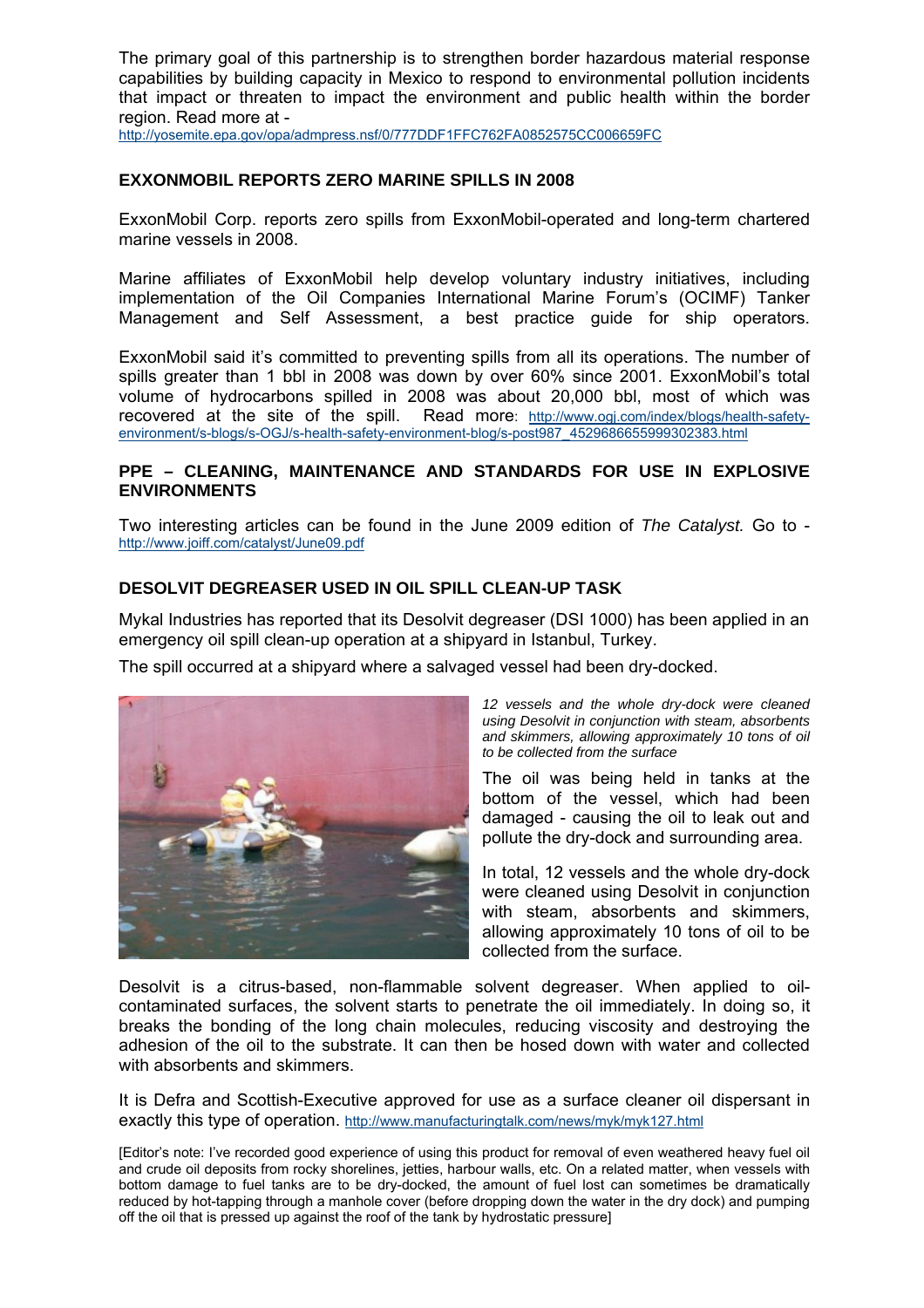The primary goal of this partnership is to strengthen border hazardous material response capabilities by building capacity in Mexico to respond to environmental pollution incidents that impact or threaten to impact the environment and public health within the border region. Read more at - http://yosemite.epa.gov/opa/admpress.nsf/0/777DDF1FFC762FA0852575CC006659FC

### EXXONMOBIL REPORTS ZERO MARINE SPILLS IN 2008

ExxonMobil Corp. reports zero spills from ExxonMobil-operated and long-term chartered marine vessels in 2008.

Marine affiliates of ExxonMobil help develop voluntary industry initiatives, including implementation of the Oil Companies International Marine Forum's (OCIMF) Tanker Management and Self Assessment, a best practice guide for ship operators.

ExxonMobil said it's committed to preventing spills from all its operations. The number of spills greater than 1 bbl in 2008 was down by over 60% since 2001. ExxonMobil's total volume of hydrocarbons spilled in 2008 was about 20,000 bbl, most of which was recovered at the site of the spill. Read more: http://www.ogj.com/index/blogs/health-safety-environment/s-blogs/s-OGJ/s-health-safety-environment-blog/s-post987_4529686655999302383.html

### PPE – CLEANING, MAINTENANCE AND STANDARDS FOR USE IN EXPLOSIVE ENVIRONMENTS

Two interesting articles can be found in the June 2009 edition of *The Catalyst.* Go to - http://www.joiff.com/catalyst/June09.pdf

### DESOLVIT DEGREASER USED IN OIL SPILL CLEAN-UP TASK

Mykal Industries has reported that its Desolvit degreaser (DSI 1000) has been applied in an emergency oil spill clean-up operation at a shipyard in Istanbul, Turkey.

The spill occurred at a shipyard where a salvaged vessel had been dry-docked.

*12 vessels and the whole dry-dock were cleaned using Desolvit in conjunction with steam, absorbents and skimmers, allowing approximately 10 tons of oil to be collected from the surface*

The oil was being held in tanks at the bottom of the vessel, which had been damaged - causing the oil to leak out and pollute the dry-dock and surrounding area.

In total, 12 vessels and the whole dry-dock were cleaned using Desolvit in conjunction with steam, absorbents and skimmers, allowing approximately 10 tons of oil to be collected from the surface.

Desolvit is a citrus-based, non-flammable solvent degreaser. When applied to oil-contaminated surfaces, the solvent starts to penetrate the oil immediately. In doing so, it breaks the bonding of the long chain molecules, reducing viscosity and destroying the adhesion of the oil to the substrate. It can then be hosed down with water and collected with absorbents and skimmers.

It is Defra and Scottish-Executive approved for use as a surface cleaner oil dispersant in exactly this type of operation. http://www.manufacturingtalk.com/news/myk/myk127.html

[Editor's note: I've recorded good experience of using this product for removal of even weathered heavy fuel oil and crude oil deposits from rocky shorelines, jetties, harbour walls, etc. On a related matter, when vessels with bottom damage to fuel tanks are to be dry-docked, the amount of fuel lost can sometimes be dramatically reduced by hot-tapping through a manhole cover (before dropping down the water in the dry dock) and pumping off the oil that is pressed up against the roof of the tank by hydrostatic pressure]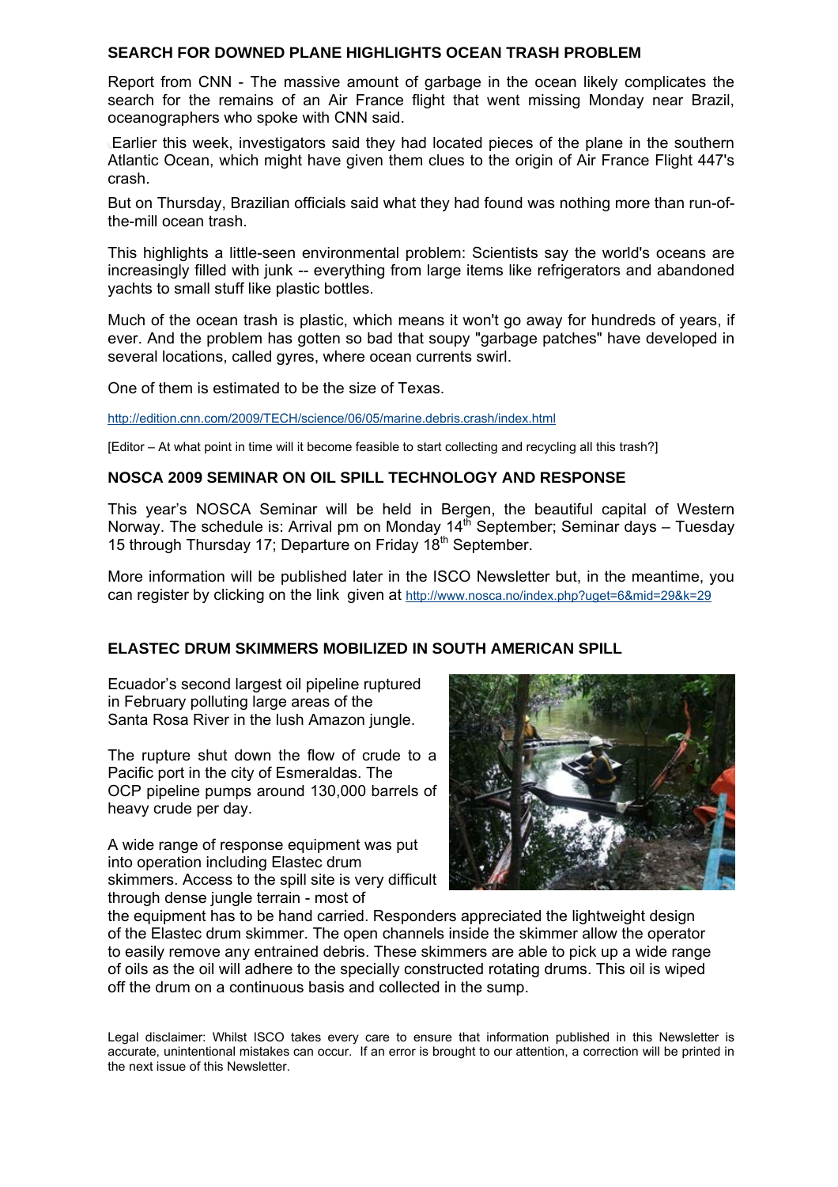## SEARCH FOR DOWNED PLANE HIGHLIGHTS OCEAN TRASH PROBLEM

Report from CNN - The massive amount of garbage in the ocean likely complicates the search for the remains of an Air France flight that went missing Monday near Brazil, oceanographers who spoke with CNN said.

Earlier this week, investigators said they had located pieces of the plane in the southern Atlantic Ocean, which might have given them clues to the origin of Air France Flight 447's crash.

But on Thursday, Brazilian officials said what they had found was nothing more than run-of-the-mill ocean trash.

This highlights a little-seen environmental problem: Scientists say the world's oceans are increasingly filled with junk -- everything from large items like refrigerators and abandoned yachts to small stuff like plastic bottles.

Much of the ocean trash is plastic, which means it won't go away for hundreds of years, if ever. And the problem has gotten so bad that soupy "garbage patches" have developed in several locations, called gyres, where ocean currents swirl.

One of them is estimated to be the size of Texas.

http://edition.cnn.com/2009/TECH/science/06/05/marine.debris.crash/index.html

[Editor – At what point in time will it become feasible to start collecting and recycling all this trash?]

## NOSCA 2009 SEMINAR ON OIL SPILL TECHNOLOGY AND RESPONSE

This year's NOSCA Seminar will be held in Bergen, the beautiful capital of Western Norway. The schedule is: Arrival pm on Monday 14th September; Seminar days – Tuesday 15 through Thursday 17; Departure on Friday 18th September.

More information will be published later in the ISCO Newsletter but, in the meantime, you can register by clicking on the link given at http://www.nosca.no/index.php?uget=6&mid=29&k=29

## ELASTEC DRUM SKIMMERS MOBILIZED IN SOUTH AMERICAN SPILL

Ecuador's second largest oil pipeline ruptured in February polluting large areas of the Santa Rosa River in the lush Amazon jungle.

The rupture shut down the flow of crude to a Pacific port in the city of Esmeraldas. The OCP pipeline pumps around 130,000 barrels of heavy crude per day.

A wide range of response equipment was put into operation including Elastec drum skimmers. Access to the spill site is very difficult through dense jungle terrain - most of the equipment has to be hand carried. Responders appreciated the lightweight design of the Elastec drum skimmer. The open channels inside the skimmer allow the operator to easily remove any entrained debris. These skimmers are able to pick up a wide range of oils as the oil will adhere to the specially constructed rotating drums. This oil is wiped off the drum on a continuous basis and collected in the sump.

Legal disclaimer: Whilst ISCO takes every care to ensure that information published in this Newsletter is accurate, unintentional mistakes can occur. If an error is brought to our attention, a correction will be printed in the next issue of this Newsletter.